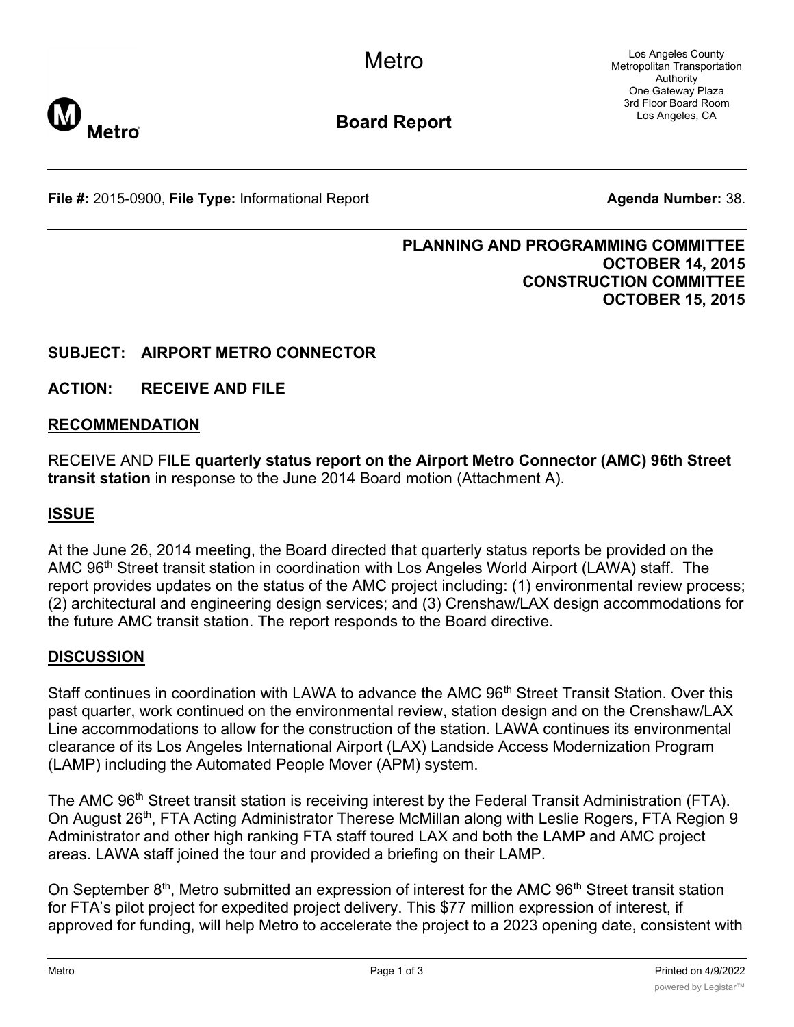# Metro

## Board Report

Los Angeles County Metropolitan Transportation Authority
One Gateway Plaza
3rd Floor Board Room
Los Angeles, CA

**File #:** 2015-0900, **File Type:** Informational Report **Agenda Number:** 38.

**PLANNING AND PROGRAMMING COMMITTEE**
**OCTOBER 14, 2015**
**CONSTRUCTION COMMITTEE**
**OCTOBER 15, 2015**

**SUBJECT: AIRPORT METRO CONNECTOR**

**ACTION: RECEIVE AND FILE**

## RECOMMENDATION

RECEIVE AND FILE **quarterly status report on the Airport Metro Connector (AMC) 96th Street transit station** in response to the June 2014 Board motion (Attachment A).

## ISSUE

At the June 26, 2014 meeting, the Board directed that quarterly status reports be provided on the AMC 96th Street transit station in coordination with Los Angeles World Airport (LAWA) staff. The report provides updates on the status of the AMC project including: (1) environmental review process; (2) architectural and engineering design services; and (3) Crenshaw/LAX design accommodations for the future AMC transit station. The report responds to the Board directive.

## DISCUSSION

Staff continues in coordination with LAWA to advance the AMC 96th Street Transit Station. Over this past quarter, work continued on the environmental review, station design and on the Crenshaw/LAX Line accommodations to allow for the construction of the station. LAWA continues its environmental clearance of its Los Angeles International Airport (LAX) Landside Access Modernization Program (LAMP) including the Automated People Mover (APM) system.

The AMC 96th Street transit station is receiving interest by the Federal Transit Administration (FTA). On August 26th, FTA Acting Administrator Therese McMillan along with Leslie Rogers, FTA Region 9 Administrator and other high ranking FTA staff toured LAX and both the LAMP and AMC project areas. LAWA staff joined the tour and provided a briefing on their LAMP.

On September 8th, Metro submitted an expression of interest for the AMC 96th Street transit station for FTA's pilot project for expedited project delivery. This $77 million expression of interest, if approved for funding, will help Metro to accelerate the project to a 2023 opening date, consistent with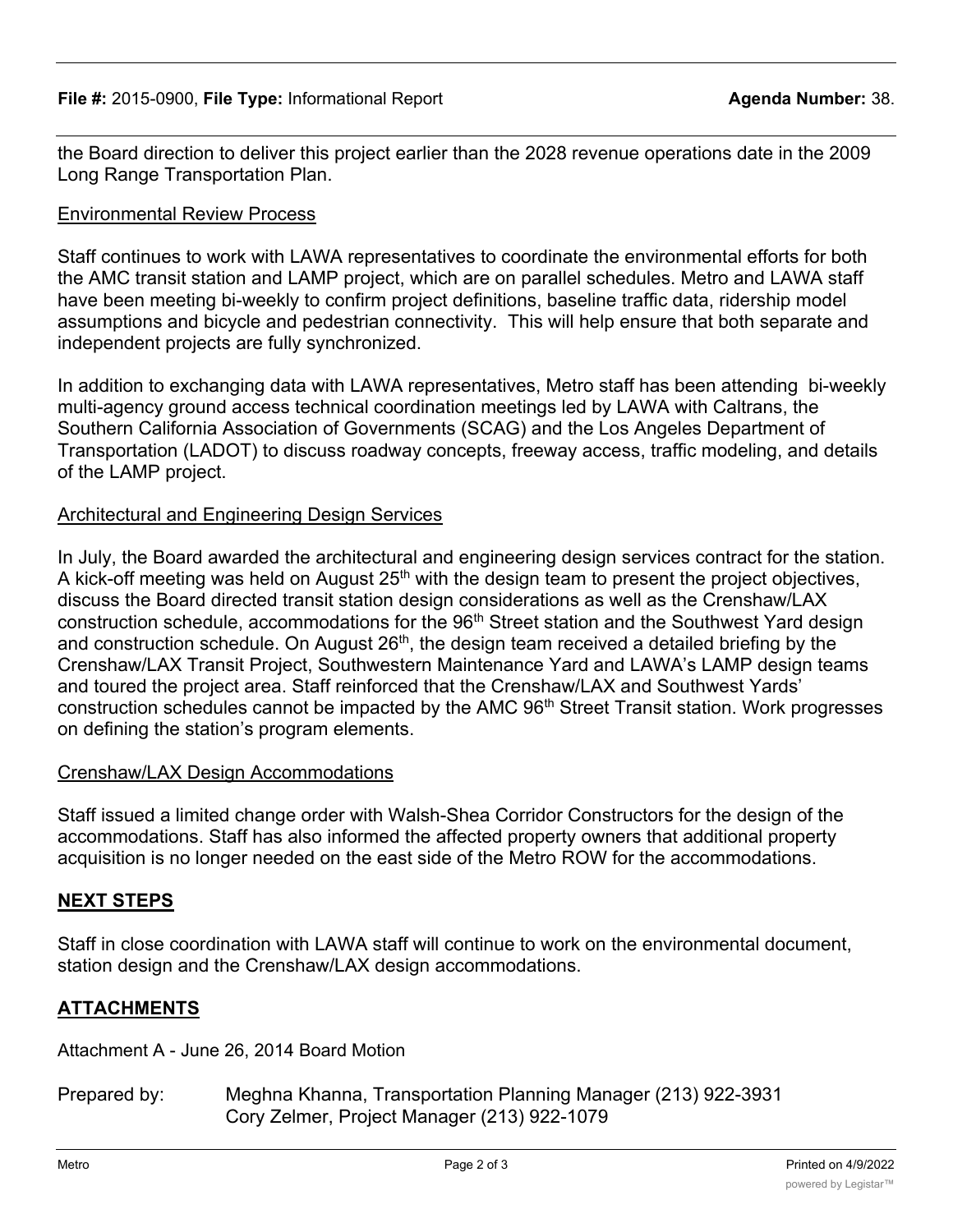the Board direction to deliver this project earlier than the 2028 revenue operations date in the 2009 Long Range Transportation Plan.

Environmental Review Process

Staff continues to work with LAWA representatives to coordinate the environmental efforts for both the AMC transit station and LAMP project, which are on parallel schedules. Metro and LAWA staff have been meeting bi-weekly to confirm project definitions, baseline traffic data, ridership model assumptions and bicycle and pedestrian connectivity. This will help ensure that both separate and independent projects are fully synchronized.

In addition to exchanging data with LAWA representatives, Metro staff has been attending bi-weekly multi-agency ground access technical coordination meetings led by LAWA with Caltrans, the Southern California Association of Governments (SCAG) and the Los Angeles Department of Transportation (LADOT) to discuss roadway concepts, freeway access, traffic modeling, and details of the LAMP project.

Architectural and Engineering Design Services

In July, the Board awarded the architectural and engineering design services contract for the station. A kick-off meeting was held on August 25th with the design team to present the project objectives, discuss the Board directed transit station design considerations as well as the Crenshaw/LAX construction schedule, accommodations for the 96th Street station and the Southwest Yard design and construction schedule. On August 26th, the design team received a detailed briefing by the Crenshaw/LAX Transit Project, Southwestern Maintenance Yard and LAWA's LAMP design teams and toured the project area. Staff reinforced that the Crenshaw/LAX and Southwest Yards' construction schedules cannot be impacted by the AMC 96th Street Transit station. Work progresses on defining the station's program elements.

Crenshaw/LAX Design Accommodations

Staff issued a limited change order with Walsh-Shea Corridor Constructors for the design of the accommodations. Staff has also informed the affected property owners that additional property acquisition is no longer needed on the east side of the Metro ROW for the accommodations.

## NEXT STEPS

Staff in close coordination with LAWA staff will continue to work on the environmental document, station design and the Crenshaw/LAX design accommodations.

## ATTACHMENTS

Attachment A - June 26, 2014 Board Motion

Prepared by: Meghna Khanna, Transportation Planning Manager (213) 922-3931
Cory Zelmer, Project Manager (213) 922-1079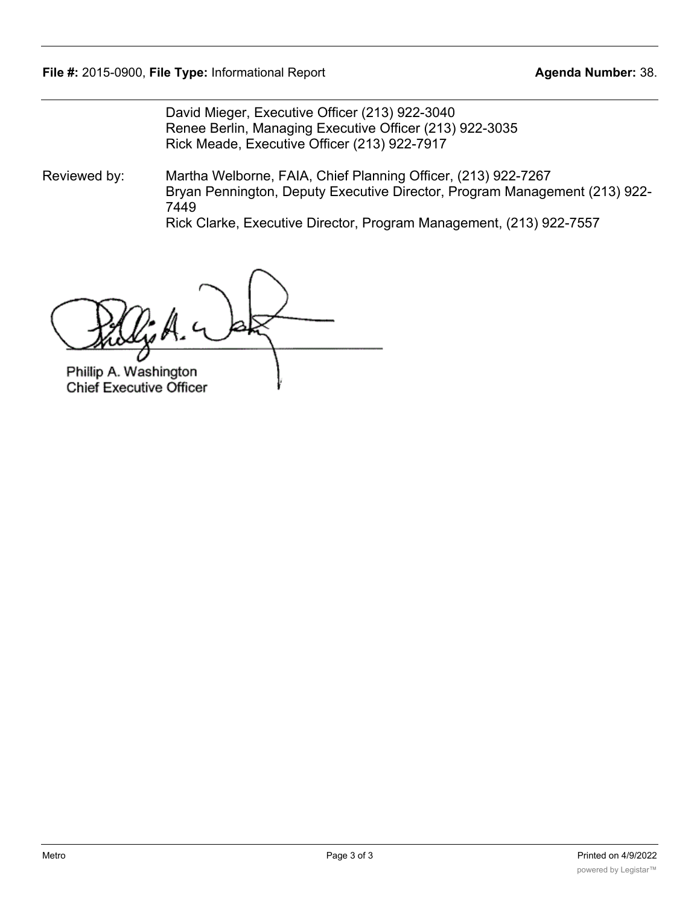David Mieger, Executive Officer (213) 922-3040
Renee Berlin, Managing Executive Officer (213) 922-3035
Rick Meade, Executive Officer (213) 922-7917

Reviewed by: Martha Welborne, FAIA, Chief Planning Officer, (213) 922-7267
Bryan Pennington, Deputy Executive Director, Program Management (213) 922-7449
Rick Clarke, Executive Director, Program Management, (213) 922-7557

Phillip A. Washington
Chief Executive Officer